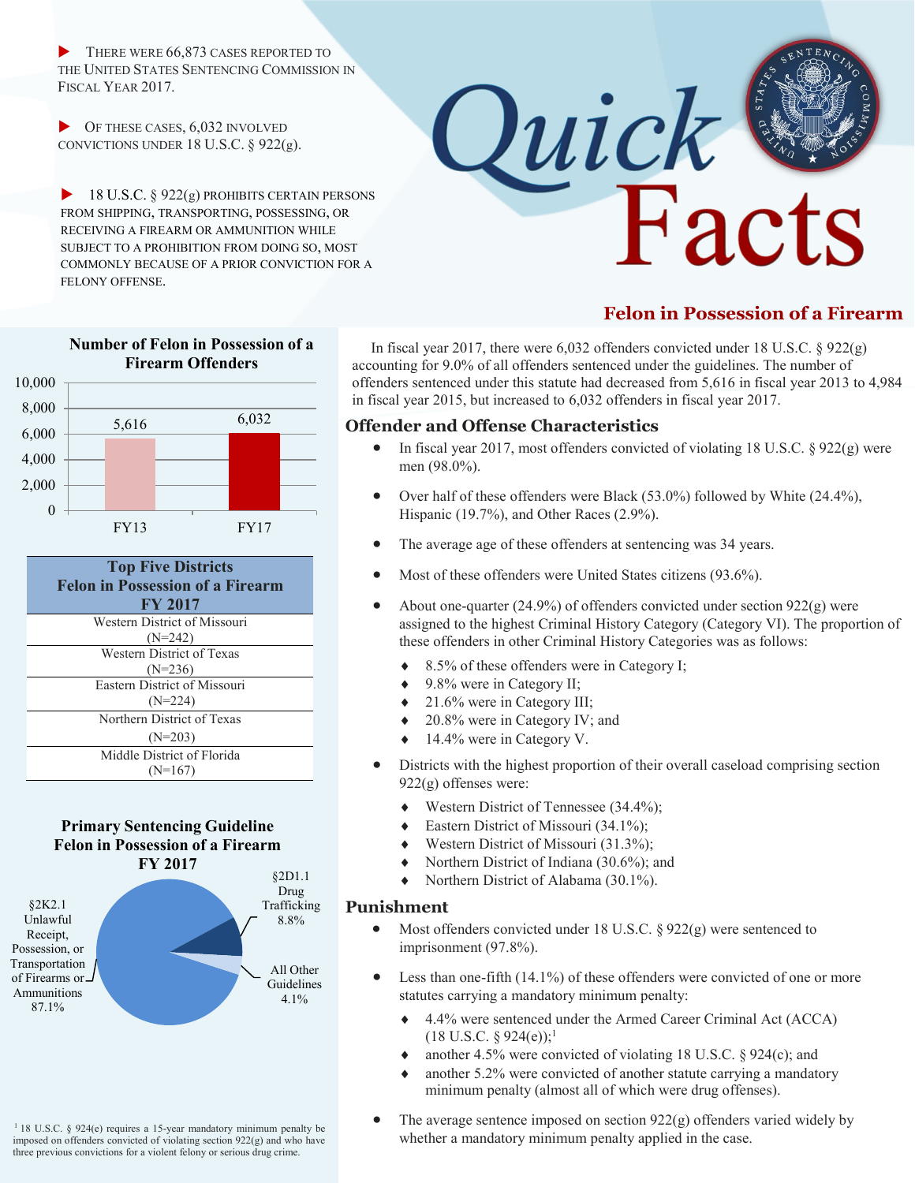# Quick Facts

- THERE WERE 66,873 CASES REPORTED TO THE UNITED STATES SENTENCING COMMISSION IN FISCAL YEAR 2017.
- OF THESE CASES, 6,032 INVOLVED CONVICTIONS UNDER 18 U.S.C. § 922(g).
- 18 U.S.C. § 922(g) PROHIBITS CERTAIN PERSONS FROM SHIPPING, TRANSPORTING, POSSESSING, OR RECEIVING A FIREARM OR AMMUNITION WHILE SUBJECT TO A PROHIBITION FROM DOING SO, MOST COMMONLY BECAUSE OF A PRIOR CONVICTION FOR A FELONY OFFENSE.

## Felon in Possession of a Firearm

In fiscal year 2017, there were 6,032 offenders convicted under 18 U.S.C. § 922(g) accounting for 9.0% of all offenders sentenced under the guidelines. The number of offenders sentenced under this statute had decreased from 5,616 in fiscal year 2013 to 4,984 in fiscal year 2015, but increased to 6,032 offenders in fiscal year 2017.

### Offender and Offense Characteristics

- In fiscal year 2017, most offenders convicted of violating 18 U.S.C. § 922(g) were men (98.0%).
- Over half of these offenders were Black (53.0%) followed by White (24.4%), Hispanic (19.7%), and Other Races (2.9%).
- The average age of these offenders at sentencing was 34 years.
- Most of these offenders were United States citizens (93.6%).
- About one-quarter (24.9%) of offenders convicted under section 922(g) were assigned to the highest Criminal History Category (Category VI). The proportion of these offenders in other Criminal History Categories was as follows:
  - 8.5% of these offenders were in Category I;
  - 9.8% were in Category II;
  - 21.6% were in Category III;
  - 20.8% were in Category IV; and
  - 14.4% were in Category V.
- Districts with the highest proportion of their overall caseload comprising section 922(g) offenses were:
  - Western District of Tennessee (34.4%);
  - Eastern District of Missouri (34.1%);
  - Western District of Missouri (31.3%);
  - Northern District of Indiana (30.6%); and
  - Northern District of Alabama (30.1%).

### Punishment

- Most offenders convicted under 18 U.S.C. § 922(g) were sentenced to imprisonment (97.8%).
- Less than one-fifth (14.1%) of these offenders were convicted of one or more statutes carrying a mandatory minimum penalty:
  - 4.4% were sentenced under the Armed Career Criminal Act (ACCA) (18 U.S.C. § 924(e));[1]
  - another 4.5% were convicted of violating 18 U.S.C. § 924(c); and
  - another 5.2% were convicted of another statute carrying a mandatory minimum penalty (almost all of which were drug offenses).
- The average sentence imposed on section 922(g) offenders varied widely by whether a mandatory minimum penalty applied in the case.

**Number of Felon in Possession of a Firearm Offenders**

| Fiscal Year | Offenders |
|---|---|
| FY13 | 5,616 |
| FY17 | 6,032 |

| Top Five Districts Felon in Possession of a Firearm FY 2017 |
|---|
| Western District of Missouri (N=242) |
| Western District of Texas (N=236) |
| Eastern District of Missouri (N=224) |
| Northern District of Texas (N=203) |
| Middle District of Florida (N=167) |

**Primary Sentencing Guideline Felon in Possession of a Firearm FY 2017**

| Guideline | Percent |
|---|---|
| §2K2.1 Unlawful Receipt, Possession, or Transportation of Firearms or Ammunitions | 87.1% |
| §2D1.1 Drug Trafficking | 8.8% |
| All Other Guidelines | 4.1% |

[1] 18 U.S.C. § 924(e) requires a 15-year mandatory minimum penalty be imposed on offenders convicted of violating section 922(g) and who have three previous convictions for a violent felony or serious drug crime.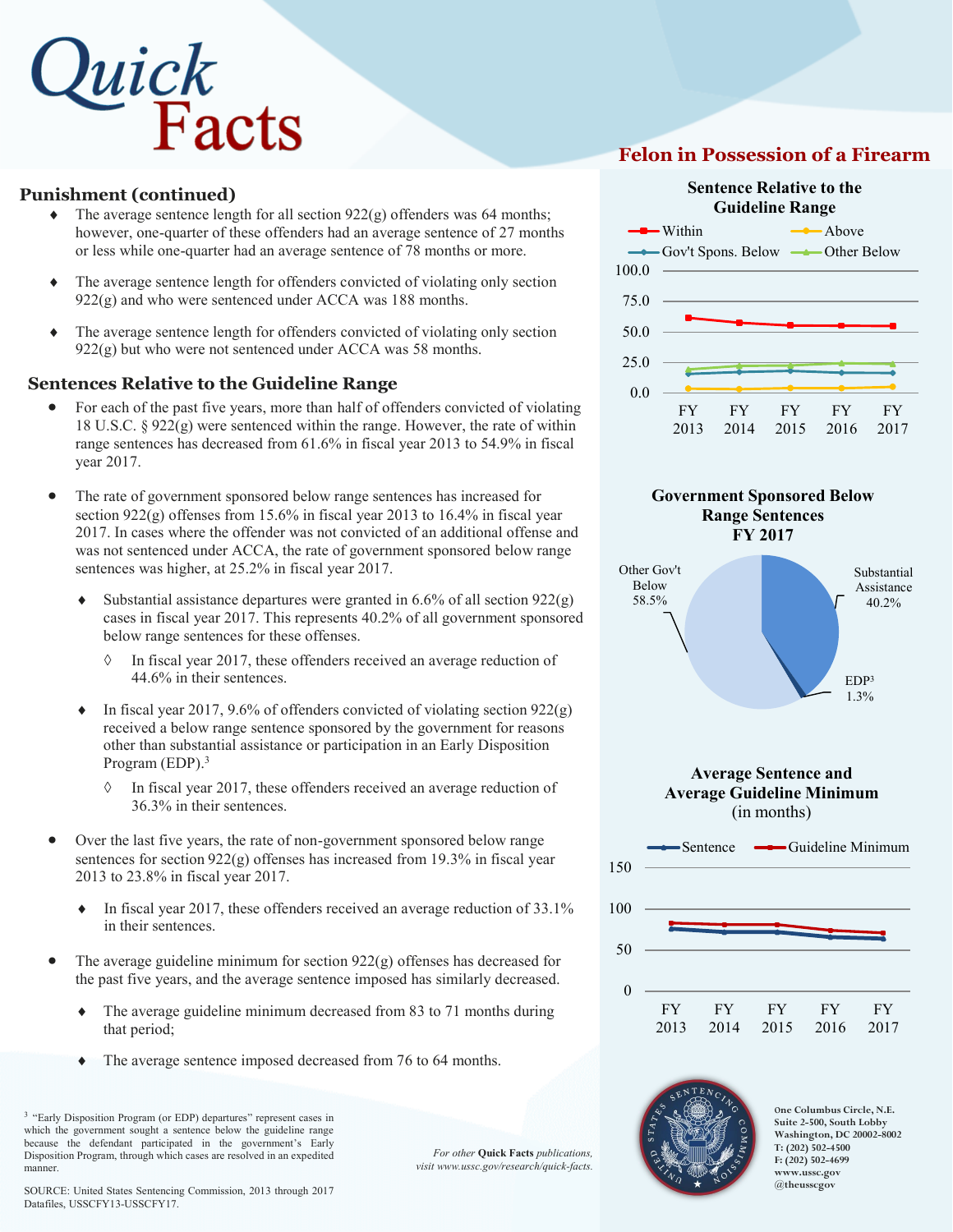# Quick Facts

## Felon in Possession of a Firearm

## Punishment (continued)

- The average sentence length for all section 922(g) offenders was 64 months; however, one-quarter of these offenders had an average sentence of 27 months or less while one-quarter had an average sentence of 78 months or more.
- The average sentence length for offenders convicted of violating only section 922(g) and who were sentenced under ACCA was 188 months.
- The average sentence length for offenders convicted of violating only section 922(g) but who were not sentenced under ACCA was 58 months.

## Sentences Relative to the Guideline Range

- For each of the past five years, more than half of offenders convicted of violating 18 U.S.C. § 922(g) were sentenced within the range. However, the rate of within range sentences has decreased from 61.6% in fiscal year 2013 to 54.9% in fiscal year 2017.
- The rate of government sponsored below range sentences has increased for section 922(g) offenses from 15.6% in fiscal year 2013 to 16.4% in fiscal year 2017. In cases where the offender was not convicted of an additional offense and was not sentenced under ACCA, the rate of government sponsored below range sentences was higher, at 25.2% in fiscal year 2017.
  - Substantial assistance departures were granted in 6.6% of all section 922(g) cases in fiscal year 2017. This represents 40.2% of all government sponsored below range sentences for these offenses.
    - In fiscal year 2017, these offenders received an average reduction of 44.6% in their sentences.
  - In fiscal year 2017, 9.6% of offenders convicted of violating section 922(g) received a below range sentence sponsored by the government for reasons other than substantial assistance or participation in an Early Disposition Program (EDP).[3]
    - In fiscal year 2017, these offenders received an average reduction of 36.3% in their sentences.
- Over the last five years, the rate of non-government sponsored below range sentences for section 922(g) offenses has increased from 19.3% in fiscal year 2013 to 23.8% in fiscal year 2017.
  - In fiscal year 2017, these offenders received an average reduction of 33.1% in their sentences.
- The average guideline minimum for section 922(g) offenses has decreased for the past five years, and the average sentence imposed has similarly decreased.
  - The average guideline minimum decreased from 83 to 71 months during that period;
  - The average sentence imposed decreased from 76 to 64 months.

### Sentence Relative to the Guideline Range

Within
Above
Gov't Spons. Below
Other Below

100.0
75.0
50.0
25.0
0.0

FY 2013
FY 2014
FY 2015
FY 2016
FY 2017

### Government Sponsored Below Range Sentences FY 2017

Other Gov't Below 58.5%
Substantial Assistance 40.2%
EDP[3] 1.3%

### Average Sentence and Average Guideline Minimum (in months)

Sentence
Guideline Minimum

150
100
50
0

FY 2013
FY 2014
FY 2015
FY 2016
FY 2017

[3] "Early Disposition Program (or EDP) departures" represent cases in which the government sought a sentence below the guideline range because the defendant participated in the government's Early Disposition Program, through which cases are resolved in an expedited manner.

SOURCE: United States Sentencing Commission, 2013 through 2017 Datafiles, USSCFY13-USSCFY17.

*For other* **Quick Facts** *publications, visit www.ussc.gov/research/quick-facts.*

One Columbus Circle, N.E.
Suite 2-500, South Lobby
Washington, DC 20002-8002
T: (202) 502-4500
F: (202) 502-4699
www.ussc.gov
@theusscgov